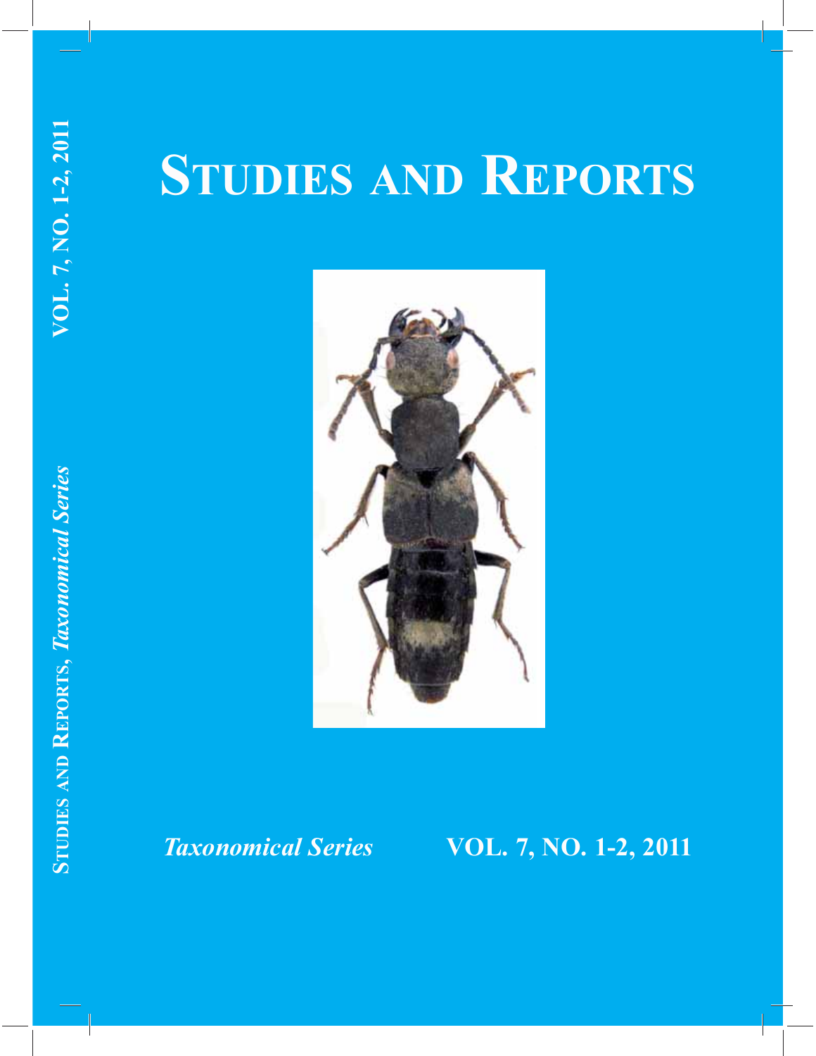# Studies and Reports

*Taxonomical Series* **VOL. 7, NO. 1-2, 2011**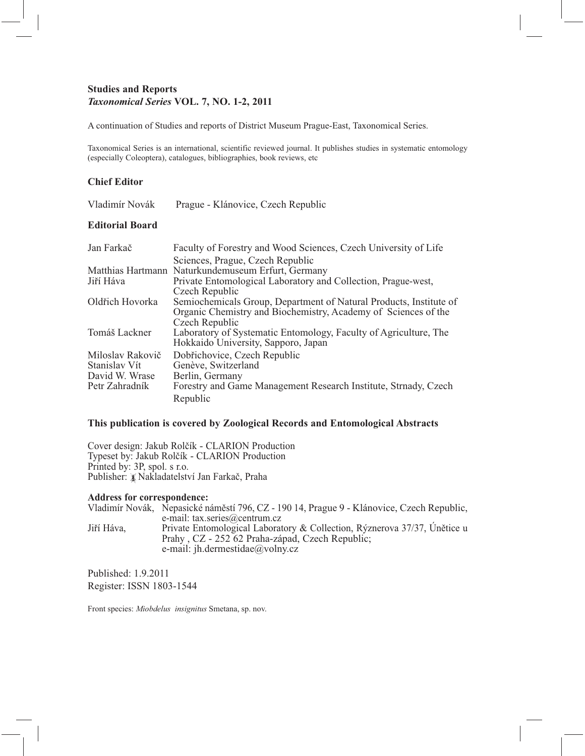**Studies and Reports**
***Taxonomical Series* VOL. 7, NO. 1-2, 2011**

A continuation of Studies and reports of District Museum Prague-East, Taxonomical Series.

Taxonomical Series is an international, scientific reviewed journal. It publishes studies in systematic entomology (especially Coleoptera), catalogues, bibliographies, book reviews, etc

**Chief Editor**

Vladimír Novák Prague - Klánovice, Czech Republic

**Editorial Board**

| | |
|---|---|
| Jan Farkač | Faculty of Forestry and Wood Sciences, Czech University of Life Sciences, Prague, Czech Republic |
| Matthias Hartmann | Naturkundemuseum Erfurt, Germany |
| Jiří Háva | Private Entomological Laboratory and Collection, Prague-west, Czech Republic |
| Oldřich Hovorka | Semiochemicals Group, Department of Natural Products, Institute of Organic Chemistry and Biochemistry, Academy of Sciences of the Czech Republic |
| Tomáš Lackner | Laboratory of Systematic Entomology, Faculty of Agriculture, The Hokkaido University, Sapporo, Japan |
| Miloslav Rakovič | Dobřichovice, Czech Republic |
| Stanislav Vít | Genève, Switzerland |
| David W. Wrase | Berlin, Germany |
| Petr Zahradník | Forestry and Game Management Research Institute, Strnady, Czech Republic |

**This publication is covered by Zoological Records and Entomological Abstracts**

Cover design: Jakub Rolčík - CLARION Production
Typeset by: Jakub Rolčík - CLARION Production
Printed by: 3P, spol. s r.o.
Publisher: Nakladatelství Jan Farkač, Praha

**Address for correspondence:**

Vladimír Novák, Nepasické náměstí 796, CZ - 190 14, Prague 9 - Klánovice, Czech Republic, e-mail: tax.series@centrum.cz
Jiří Háva, Private Entomological Laboratory & Collection, Rýznerova 37/37, Únětice u Prahy , CZ - 252 62 Praha-západ, Czech Republic; e-mail: jh.dermestidae@volny.cz

Published: 1.9.2011
Register: ISSN 1803-1544

Front species: *Miobdelus insignitus* Smetana, sp. nov.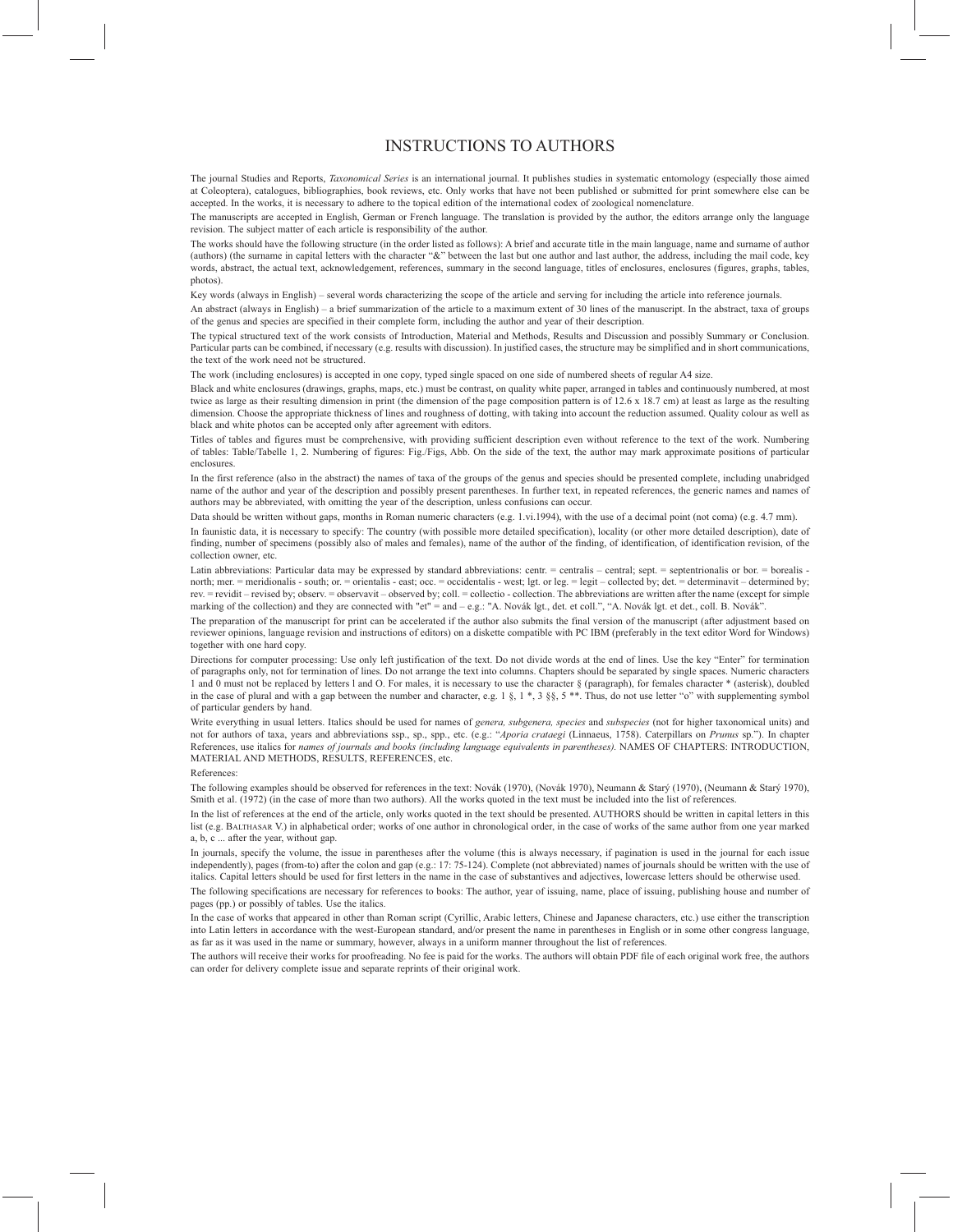# INSTRUCTIONS TO AUTHORS

The journal Studies and Reports, *Taxonomical Series* is an international journal. It publishes studies in systematic entomology (especially those aimed at Coleoptera), catalogues, bibliographies, book reviews, etc. Only works that have not been published or submitted for print somewhere else can be accepted. In the works, it is necessary to adhere to the topical edition of the international codex of zoological nomenclature.

The manuscripts are accepted in English, German or French language. The translation is provided by the author, the editors arrange only the language revision. The subject matter of each article is responsibility of the author.

The works should have the following structure (in the order listed as follows): A brief and accurate title in the main language, name and surname of author (authors) (the surname in capital letters with the character "&" between the last but one author and last author, the address, including the mail code, key words, abstract, the actual text, acknowledgement, references, summary in the second language, titles of enclosures, enclosures (figures, graphs, tables, photos).

Key words (always in English) – several words characterizing the scope of the article and serving for including the article into reference journals.

An abstract (always in English) – a brief summarization of the article to a maximum extent of 30 lines of the manuscript. In the abstract, taxa of groups of the genus and species are specified in their complete form, including the author and year of their description.

The typical structured text of the work consists of Introduction, Material and Methods, Results and Discussion and possibly Summary or Conclusion. Particular parts can be combined, if necessary (e.g. results with discussion). In justified cases, the structure may be simplified and in short communications, the text of the work need not be structured.

The work (including enclosures) is accepted in one copy, typed single spaced on one side of numbered sheets of regular A4 size.

Black and white enclosures (drawings, graphs, maps, etc.) must be contrast, on quality white paper, arranged in tables and continuously numbered, at most twice as large as their resulting dimension in print (the dimension of the page composition pattern is of 12.6 x 18.7 cm) at least as large as the resulting dimension. Choose the appropriate thickness of lines and roughness of dotting, with taking into account the reduction assumed. Quality colour as well as black and white photos can be accepted only after agreement with editors.

Titles of tables and figures must be comprehensive, with providing sufficient description even without reference to the text of the work. Numbering of tables: Table/Tabelle 1, 2. Numbering of figures: Fig./Figs, Abb. On the side of the text, the author may mark approximate positions of particular enclosures.

In the first reference (also in the abstract) the names of taxa of the groups of the genus and species should be presented complete, including unabridged name of the author and year of the description and possibly present parentheses. In further text, in repeated references, the generic names and names of authors may be abbreviated, with omitting the year of the description, unless confusions can occur.

Data should be written without gaps, months in Roman numeric characters (e.g. 1.vi.1994), with the use of a decimal point (not coma) (e.g. 4.7 mm).

In faunistic data, it is necessary to specify: The country (with possible more detailed specification), locality (or other more detailed description), date of finding, number of specimens (possibly also of males and females), name of the author of the finding, of identification, of identification revision, of the collection owner, etc.

Latin abbreviations: Particular data may be expressed by standard abbreviations: centr. = centralis – central; sept. = septentrionalis or bor. = borealis - north; mer. = meridionalis - south; or. = orientalis - east; occ. = occidentalis - west; lgt. or leg. = legit – collected by; det. = determinavit – determined by; rev. = revidit – revised by; observ. = observavit – observed by; coll. = collectio - collection. The abbreviations are written after the name (except for simple marking of the collection) and they are connected with "et" = and – e.g.: "A. Novák lgt., det. et coll.", "A. Novák lgt. et det., coll. B. Novák".

The preparation of the manuscript for print can be accelerated if the author also submits the final version of the manuscript (after adjustment based on reviewer opinions, language revision and instructions of editors) on a diskette compatible with PC IBM (preferably in the text editor Word for Windows) together with one hard copy.

Directions for computer processing: Use only left justification of the text. Do not divide words at the end of lines. Use the key "Enter" for termination of paragraphs only, not for termination of lines. Do not arrange the text into columns. Chapters should be separated by single spaces. Numeric characters 1 and 0 must not be replaced by letters l and O. For males, it is necessary to use the character § (paragraph), for females character * (asterisk), doubled in the case of plural and with a gap between the number and character, e.g. 1 §, 1 *, 3 §§, 5 **. Thus, do not use letter "o" with supplementing symbol of particular genders by hand.

Write everything in usual letters. Italics should be used for names of *genera, subgenera, species* and *subspecies* (not for higher taxonomical units) and not for authors of taxa, years and abbreviations ssp., sp., spp., etc. (e.g.: "*Aporia crataegi* (Linnaeus, 1758). Caterpillars on *Prunus* sp."). In chapter References, use italics for *names of journals and books (including language equivalents in parentheses).* NAMES OF CHAPTERS: INTRODUCTION, MATERIAL AND METHODS, RESULTS, REFERENCES, etc.

References:

The following examples should be observed for references in the text: Novák (1970), (Novák 1970), Neumann & Starý (1970), (Neumann & Starý 1970), Smith et al. (1972) (in the case of more than two authors). All the works quoted in the text must be included into the list of references.

In the list of references at the end of the article, only works quoted in the text should be presented. AUTHORS should be written in capital letters in this list (e.g. BALTHASAR V.) in alphabetical order; works of one author in chronological order, in the case of works of the same author from one year marked a, b, c ... after the year, without gap.

In journals, specify the volume, the issue in parentheses after the volume (this is always necessary, if pagination is used in the journal for each issue independently), pages (from-to) after the colon and gap (e.g.: 17: 75-124). Complete (not abbreviated) names of journals should be written with the use of italics. Capital letters should be used for first letters in the name in the case of substantives and adjectives, lowercase letters should be otherwise used.

The following specifications are necessary for references to books: The author, year of issuing, name, place of issuing, publishing house and number of pages (pp.) or possibly of tables. Use the italics.

In the case of works that appeared in other than Roman script (Cyrillic, Arabic letters, Chinese and Japanese characters, etc.) use either the transcription into Latin letters in accordance with the west-European standard, and/or present the name in parentheses in English or in some other congress language, as far as it was used in the name or summary, however, always in a uniform manner throughout the list of references.

The authors will receive their works for proofreading. No fee is paid for the works. The authors will obtain PDF file of each original work free, the authors can order for delivery complete issue and separate reprints of their original work.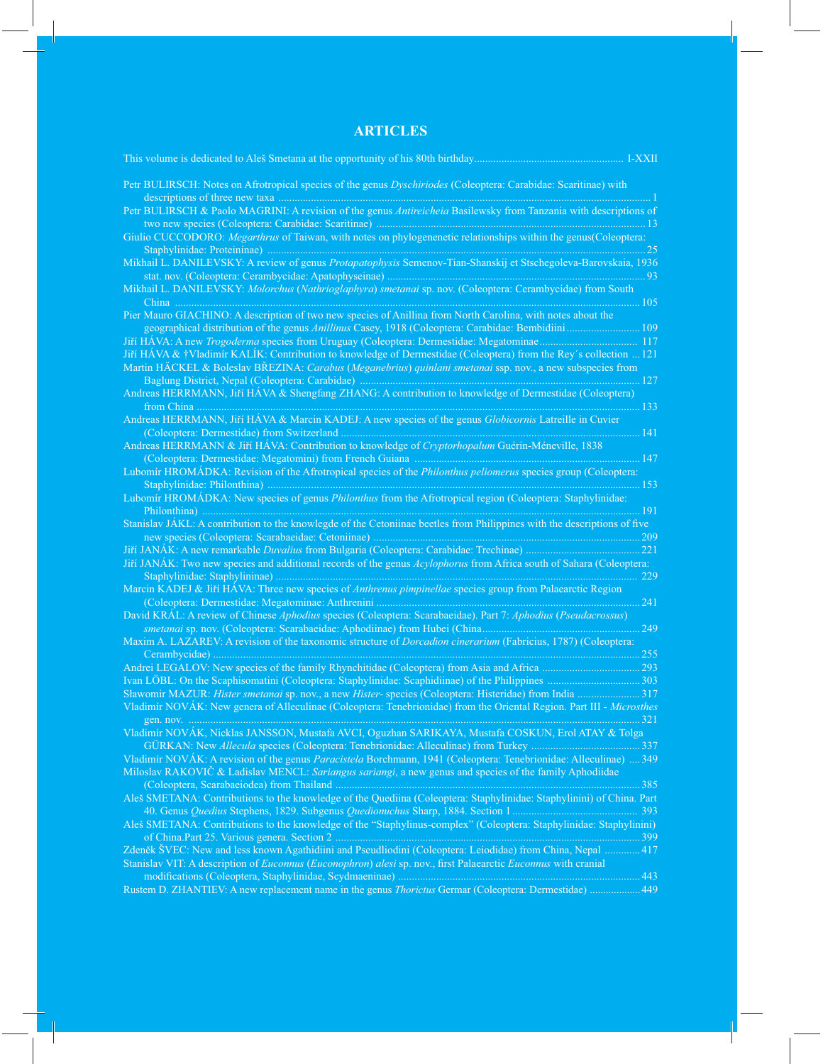# ARTICLES

This volume is dedicated to Aleš Smetana at the opportunity of his 80th birthday ....................................................... I-XXII

Petr BULIRSCH: Notes on Afrotropical species of the genus *Dyschiriodes* (Coleoptera: Carabidae: Scaritinae) with descriptions of three new taxa ........................................................................................................................................ 1

Petr BULIRSCH & Paolo MAGRINI: A revision of the genus *Antireicheia* Basilewsky from Tanzania with descriptions of two new species (Coleoptera: Carabidae: Scaritinae) ................................................................................................. 13

Giulio CUCCODORO: *Megarthrus* of Taiwan, with notes on phylogenetic relationships within the genus(Coleoptera: Staphylinidae: Proteininae) ........................................................................................................................................25

Mikhail L. DANILEVSKY: A review of genus *Protapatophysis* Semenov-Tian-Shanskij et Stschegoleva-Barovskaia, 1936 stat. nov. (Coleoptera: Cerambycidae: Apatophyseinae) ...............................................................................................93

Mikhail L. DANILEVSKY: *Molorchus* (*Nathrioglaphyra*) *smetanai* sp. nov. (Coleoptera: Cerambycidae) from South China .....................................................................................................................................................................105

Pier Mauro GIACHINO: A description of two new species of Anillina from North Carolina, with notes about the geographical distribution of the genus *Anillinus* Casey, 1918 (Coleoptera: Carabidae: Bembidiini ..........................109

Jiří HÁVA: A new *Trogoderma* species from Uruguay (Coleoptera: Dermestidae: Megatominae.................................... 117

Jiří HÁVA & †Vladimír KALÍK: Contribution to knowledge of Dermestidae (Coleoptera) from the Rey´s collection ... 121

Martin HÄCKEL & Boleslav BŘEZINA: *Carabus* (*Meganebrius*) *quinlani smetanai* ssp. nov., a new subspecies from Baglung District, Nepal (Coleoptera: Carabidae) .......................................................................................................127

Andreas HERRMANN, Jiří HÁVA & Shengfang ZHANG: A contribution to knowledge of Dermestidae (Coleoptera) from China .......................................................................................................................................................................133

Andreas HERRMANN, Jiří HÁVA & Marcin KADEJ: A new species of the genus *Globicornis* Latreille in Cuvier (Coleoptera: Dermestidae) from Switzerland .............................................................................................................141

Andreas HERRMANN & Jiří HÁVA: Contribution to knowledge of *Cryptorhopalum* Guérin-Méneville, 1838 (Coleoptera: Dermestidae: Megatomini) from French Guiana ..................................................................................147

Lubomír HROMÁDKA: Revision of the Afrotropical species of the *Philonthus peliomerus* species group (Coleoptera: Staphylinidae: Philonthina) ........................................................................................................................................153

Lubomír HROMÁDKA: New species of genus *Philonthus* from the Afrotropical region (Coleoptera: Staphylinidae: Philonthina) ..............................................................................................................................................................191

Stanislav JÁKL: A contribution to the knowlegde of the Cetoniinae beetles from Philippines with the descriptions of five new species (Coleoptera: Scarabaeidae: Cetoniinae) .......................................................................................209

Jiří JANÁK: A new remarkable *Duvalius* from Bulgaria (Coleoptera: Carabidae: Trechinae) ..........................................221

Jiří JANÁK: Two new species and additional records of the genus *Acylophorus* from Africa south of Sahara (Coleoptera: Staphylinidae: Staphylininae) ................................................................................................................................... 229

Marcin KADEJ & Jiří HÁVA: Three new species of *Anthrenus pimpinellae* species group from Palaearctic Region (Coleoptera: Dermestidae: Megatominae: Anthrenini ....................................................................................................241

David KRÁL: A review of Chinese *Aphodius* species (Coleoptera: Scarabaeidae). Part 7: *Aphodius* (*Pseudacrossus*) *smetanai* sp. nov. (Coleoptera: Scarabaeidae: Aphodiinae) from Hubei (China..........................................................249

Maxim A. LAZAREV: A revision of the taxonomic structure of *Dorcadion cinerarium* (Fabricius, 1787) (Coleoptera: Cerambycidae) ...........................................................................................................................................................255

Andrei LEGALOV: New species of the family Rhynchitidae (Coleoptera) from Asia and Africa ....................................293

Ivan LÖBL: On the Scaphisomatini (Coleoptera: Staphylinidae: Scaphidiinae) of the Philippines ..................................303

Sławomir MAZUR: *Hister smetanai* sp. nov., a new *Hister*- species (Coleoptera: Histeridae) from India .......................317

Vladimír NOVÁK: New genera of Alleculinae (Coleoptera: Tenebrionidae) from the Oriental Region. Part III - *Microsthes* gen. nov. ...................................................................................................................................................................321

Vladimír NOVÁK, Nicklas JANSSON, Mustafa AVCI, Oguzhan SARIKAYA, Mustafa COSKUN, Erol ATAY & Tolga GÜRKAN: New *Allecula* species (Coleoptera: Tenebrionidae: Alleculinae) from Turkey ........................................337

Vladimír NOVÁK: A revision of the genus *Paracistela* Borchmann, 1941 (Coleoptera: Tenebrionidae: Alleculinae) .....349

Miloslav RAKOVIČ & Ladislav MENCL: *Sariangus sariangi*, a new genus and species of the family Aphodiidae (Coleoptera, Scarabaeiodea) from Thailand ..............................................................................................................385

Aleš SMETANA: Contributions to the knowledge of the Quediina (Coleoptera: Staphylinidae: Staphylinini) of China. Part 40. Genus *Quedius* Stephens, 1829. Subgenus *Quedionuchus* Sharp, 1884. Section 1 ............................................... 393

Aleš SMETANA: Contributions to the knowledge of the "Staphylinus-complex" (Coleoptera: Staphylinidae: Staphylinini) of China.Part 25. Various genera. Section 2 ...............................................................................................................399

Zdeněk ŠVEC: New and less known Agathidiini and Pseudliodini (Coleoptera: Leiodidae) from China, Nepal .............417

Stanislav VIT: A description of *Euconnus* (*Euconophron*) *alesi* sp. nov., first Palaearctic *Euconnus* with cranial modifications (Coleoptera, Staphylinidae, Scydmaeninae) .........................................................................................443

Rustem D. ZHANTIEV: A new replacement name in the genus *Thorictus* Germar (Coleoptera: Dermestidae) ..................449